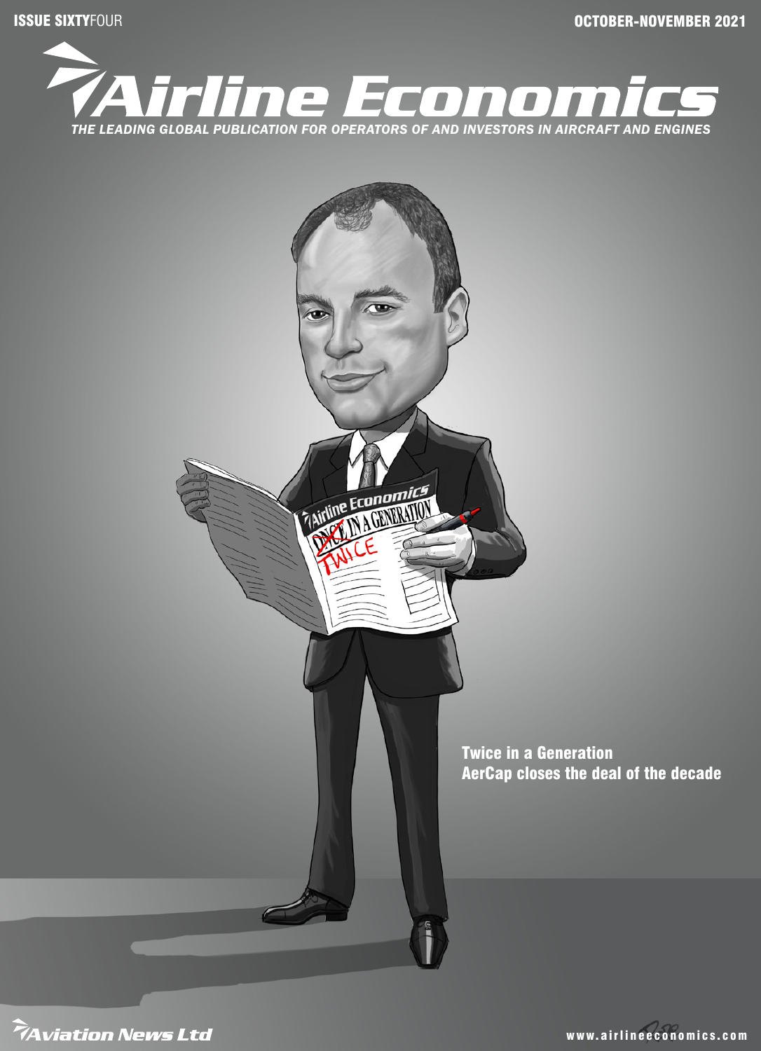ISSUE SIXTYFOUR

OCTOBER-NOVEMBER 2021

# Airline Economics

*THE LEADING GLOBAL PUBLICATION FOR OPERATORS OF AND INVESTORS IN AIRCRAFT AND ENGINES*

**Twice in a Generation**
**AerCap closes the deal of the decade**

Aviation News Ltd

www.airlineeconomics.com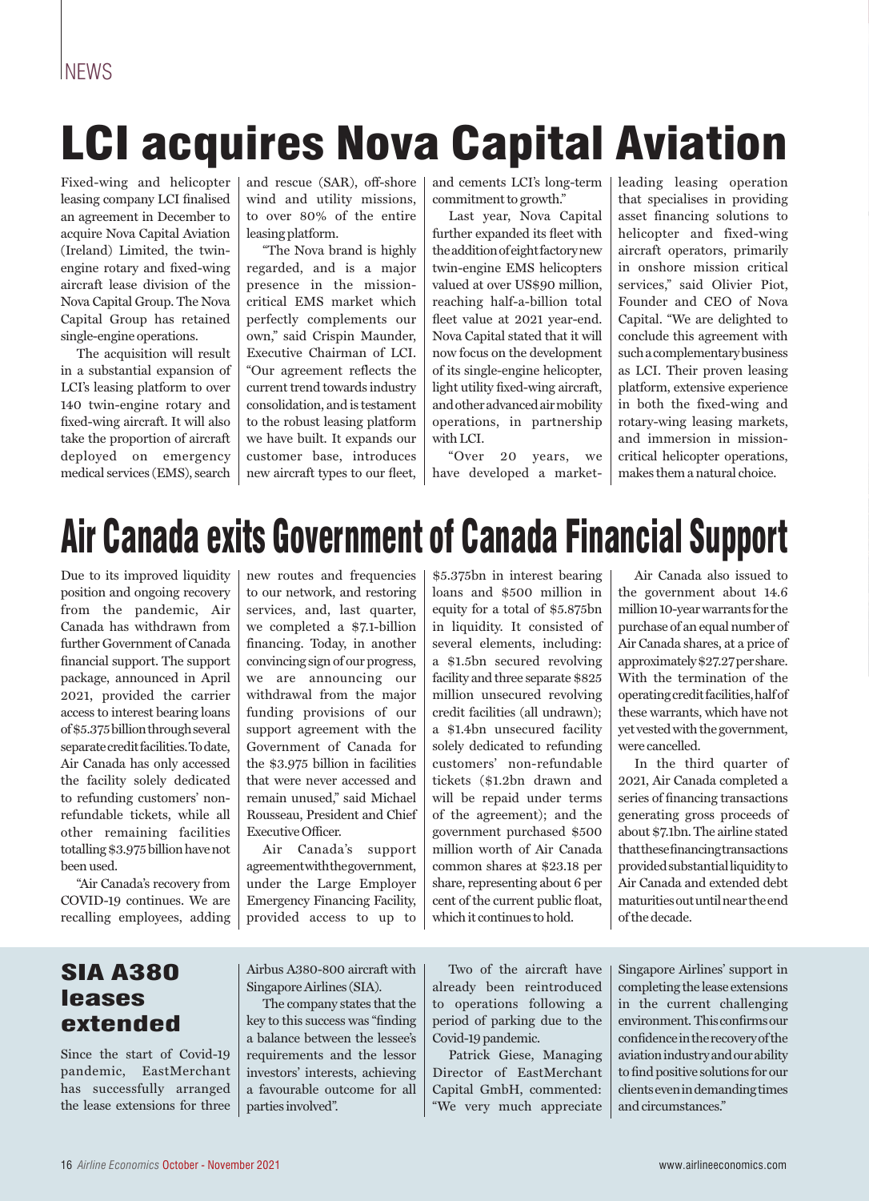NEWS

# LCI acquires Nova Capital Aviation

Fixed-wing and helicopter leasing company LCI finalised an agreement in December to acquire Nova Capital Aviation (Ireland) Limited, the twin-engine rotary and fixed-wing aircraft lease division of the Nova Capital Group. The Nova Capital Group has retained single-engine operations.

The acquisition will result in a substantial expansion of LCI's leasing platform to over 140 twin-engine rotary and fixed-wing aircraft. It will also take the proportion of aircraft deployed on emergency medical services (EMS), search and rescue (SAR), off-shore wind and utility missions, to over 80% of the entire leasing platform.

"The Nova brand is highly regarded, and is a major presence in the mission-critical EMS market which perfectly complements our own," said Crispin Maunder, Executive Chairman of LCI. "Our agreement reflects the current trend towards industry consolidation, and is testament to the robust leasing platform we have built. It expands our customer base, introduces new aircraft types to our fleet, and cements LCI's long-term commitment to growth."

Last year, Nova Capital further expanded its fleet with the addition of eight factory new twin-engine EMS helicopters valued at over US$90 million, reaching half-a-billion total fleet value at 2021 year-end. Nova Capital stated that it will now focus on the development of its single-engine helicopter, light utility fixed-wing aircraft, and other advanced air mobility operations, in partnership with LCI.

"Over 20 years, we have developed a market-leading leasing operation that specialises in providing asset financing solutions to helicopter and fixed-wing aircraft operators, primarily in onshore mission critical services," said Olivier Piot, Founder and CEO of Nova Capital. "We are delighted to conclude this agreement with such a complementary business as LCI. Their proven leasing platform, extensive experience in both the fixed-wing and rotary-wing leasing markets, and immersion in mission-critical helicopter operations, makes them a natural choice.

# Air Canada exits Government of Canada Financial Support

Due to its improved liquidity position and ongoing recovery from the pandemic, Air Canada has withdrawn from further Government of Canada financial support. The support package, announced in April 2021, provided the carrier access to interest bearing loans of $5.375 billion through several separate credit facilities. To date, Air Canada has only accessed the facility solely dedicated to refunding customers' non-refundable tickets, while all other remaining facilities totalling $3.975 billion have not been used.

"Air Canada's recovery from COVID-19 continues. We are recalling employees, adding new routes and frequencies to our network, and restoring services, and, last quarter, we completed a $7.1-billion financing. Today, in another convincing sign of our progress, we are announcing our withdrawal from the major funding provisions of our support agreement with the Government of Canada for the $3.975 billion in facilities that were never accessed and remain unused," said Michael Rousseau, President and Chief Executive Officer.

Air Canada's support agreement with the government, under the Large Employer Emergency Financing Facility, provided access to up to $5.375bn in interest bearing loans and $500 million in equity for a total of $5.875bn in liquidity. It consisted of several elements, including: a $1.5bn secured revolving facility and three separate $825 million unsecured revolving credit facilities (all undrawn); a $1.4bn unsecured facility solely dedicated to refunding customers' non-refundable tickets ($1.2bn drawn and will be repaid under terms of the agreement); and the government purchased $500 million worth of Air Canada common shares at $23.18 per share, representing about 6 per cent of the current public float, which it continues to hold.

Air Canada also issued to the government about 14.6 million 10-year warrants for the purchase of an equal number of Air Canada shares, at a price of approximately $27.27 per share. With the termination of the operating credit facilities, half of these warrants, which have not yet vested with the government, were cancelled.

In the third quarter of 2021, Air Canada completed a series of financing transactions generating gross proceeds of about $7.1bn. The airline stated that these financing transactions provided substantial liquidity to Air Canada and extended debt maturities out until near the end of the decade.

## SIA A380 leases extended

Since the start of Covid-19 pandemic, EastMerchant has successfully arranged the lease extensions for three Airbus A380-800 aircraft with Singapore Airlines (SIA).

The company states that the key to this success was "finding a balance between the lessee's requirements and the lessor investors' interests, achieving a favourable outcome for all parties involved".

Two of the aircraft have already been reintroduced to operations following a period of parking due to the Covid-19 pandemic.

Patrick Giese, Managing Director of EastMerchant Capital GmbH, commented: "We very much appreciate Singapore Airlines' support in completing the lease extensions in the current challenging environment. This confirms our confidence in the recovery of the aviation industry and our ability to find positive solutions for our clients even in demanding times and circumstances."